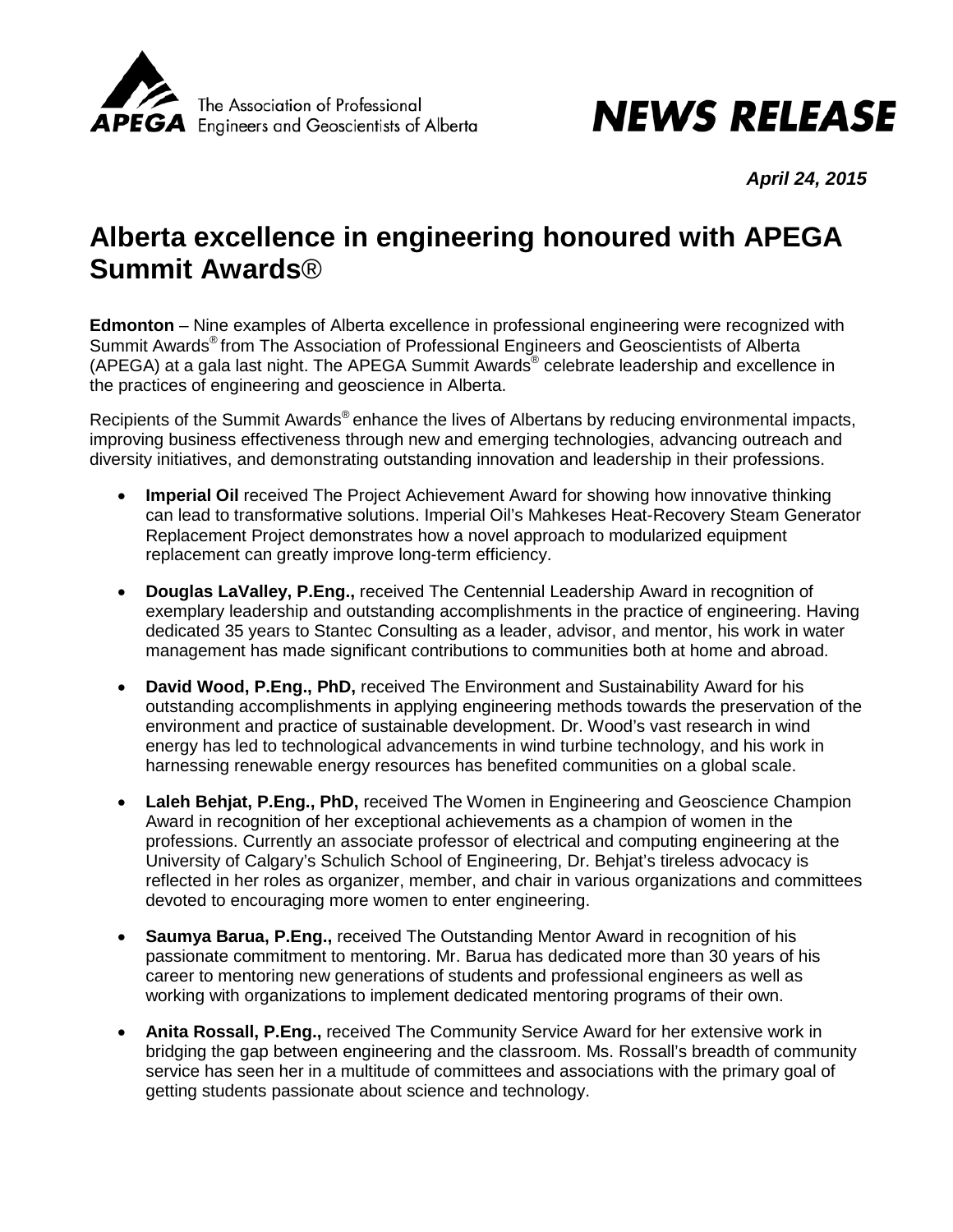The Association of Professional Engineers and Geoscientists of Alberta

# NEWS RELEASE

***April 24, 2015***

## Alberta excellence in engineering honoured with APEGA Summit Awards®

**Edmonton** – Nine examples of Alberta excellence in professional engineering were recognized with Summit Awards® from The Association of Professional Engineers and Geoscientists of Alberta (APEGA) at a gala last night. The APEGA Summit Awards® celebrate leadership and excellence in the practices of engineering and geoscience in Alberta.

Recipients of the Summit Awards® enhance the lives of Albertans by reducing environmental impacts, improving business effectiveness through new and emerging technologies, advancing outreach and diversity initiatives, and demonstrating outstanding innovation and leadership in their professions.

- **Imperial Oil** received The Project Achievement Award for showing how innovative thinking can lead to transformative solutions. Imperial Oil's Mahkeses Heat-Recovery Steam Generator Replacement Project demonstrates how a novel approach to modularized equipment replacement can greatly improve long-term efficiency.

- **Douglas LaValley, P.Eng.,** received The Centennial Leadership Award in recognition of exemplary leadership and outstanding accomplishments in the practice of engineering. Having dedicated 35 years to Stantec Consulting as a leader, advisor, and mentor, his work in water management has made significant contributions to communities both at home and abroad.

- **David Wood, P.Eng., PhD,** received The Environment and Sustainability Award for his outstanding accomplishments in applying engineering methods towards the preservation of the environment and practice of sustainable development. Dr. Wood's vast research in wind energy has led to technological advancements in wind turbine technology, and his work in harnessing renewable energy resources has benefited communities on a global scale.

- **Laleh Behjat, P.Eng., PhD,** received The Women in Engineering and Geoscience Champion Award in recognition of her exceptional achievements as a champion of women in the professions. Currently an associate professor of electrical and computing engineering at the University of Calgary's Schulich School of Engineering, Dr. Behjat's tireless advocacy is reflected in her roles as organizer, member, and chair in various organizations and committees devoted to encouraging more women to enter engineering.

- **Saumya Barua, P.Eng.,** received The Outstanding Mentor Award in recognition of his passionate commitment to mentoring. Mr. Barua has dedicated more than 30 years of his career to mentoring new generations of students and professional engineers as well as working with organizations to implement dedicated mentoring programs of their own.

- **Anita Rossall, P.Eng.,** received The Community Service Award for her extensive work in bridging the gap between engineering and the classroom. Ms. Rossall's breadth of community service has seen her in a multitude of committees and associations with the primary goal of getting students passionate about science and technology.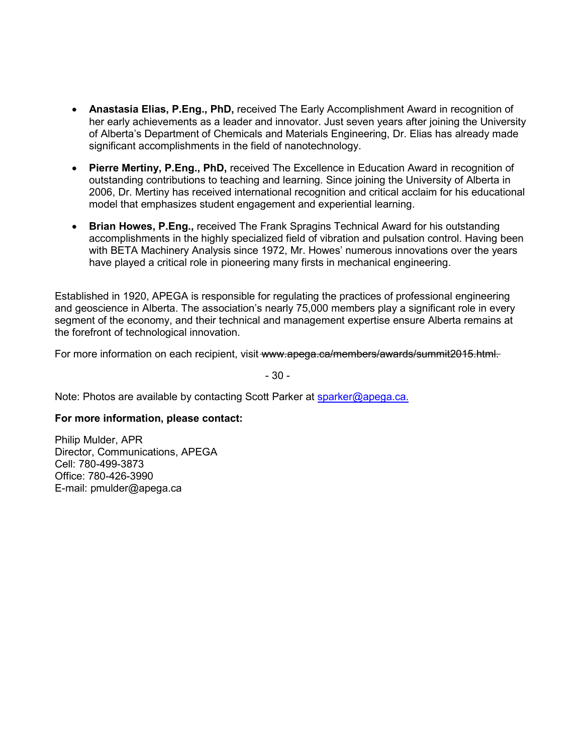- **Anastasia Elias, P.Eng., PhD,** received The Early Accomplishment Award in recognition of her early achievements as a leader and innovator. Just seven years after joining the University of Alberta's Department of Chemicals and Materials Engineering, Dr. Elias has already made significant accomplishments in the field of nanotechnology.

- **Pierre Mertiny, P.Eng., PhD,** received The Excellence in Education Award in recognition of outstanding contributions to teaching and learning. Since joining the University of Alberta in 2006, Dr. Mertiny has received international recognition and critical acclaim for his educational model that emphasizes student engagement and experiential learning.

- **Brian Howes, P.Eng.,** received The Frank Spragins Technical Award for his outstanding accomplishments in the highly specialized field of vibration and pulsation control. Having been with BETA Machinery Analysis since 1972, Mr. Howes' numerous innovations over the years have played a critical role in pioneering many firsts in mechanical engineering.

Established in 1920, APEGA is responsible for regulating the practices of professional engineering and geoscience in Alberta. The association's nearly 75,000 members play a significant role in every segment of the economy, and their technical and management expertise ensure Alberta remains at the forefront of technological innovation.

For more information on each recipient, visit ~~www.apega.ca/members/awards/summit2015.html.~~

- 30 -

Note: Photos are available by contacting Scott Parker at sparker@apega.ca.

**For more information, please contact:**

Philip Mulder, APR
Director, Communications, APEGA
Cell: 780-499-3873
Office: 780-426-3990
E-mail: pmulder@apega.ca